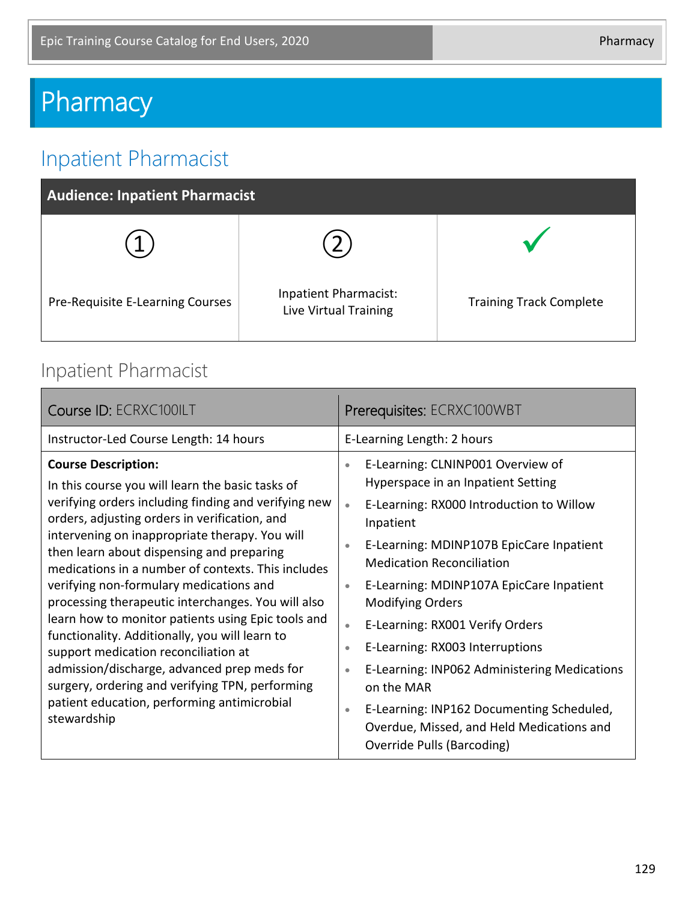# Pharmacy

## Inpatient Pharmacist

| Audience: Inpatient Pharmacist | | |
|---|---|---|
| ① | ② | ✓ |
| Pre-Requisite E-Learning Courses | Inpatient Pharmacist: Live Virtual Training | Training Track Complete |

### Inpatient Pharmacist

| Course ID: ECRXC100ILT | Prerequisites: ECRXC100WBT |
|---|---|
| Instructor-Led Course Length: 14 hours | E-Learning Length: 2 hours |
| **Course Description:**<br>In this course you will learn the basic tasks of verifying orders including finding and verifying new orders, adjusting orders in verification, and intervening on inappropriate therapy. You will then learn about dispensing and preparing medications in a number of contexts. This includes verifying non-formulary medications and processing therapeutic interchanges. You will also learn how to monitor patients using Epic tools and functionality. Additionally, you will learn to support medication reconciliation at admission/discharge, advanced prep meds for surgery, ordering and verifying TPN, performing patient education, performing antimicrobial stewardship | • E-Learning: CLNINP001 Overview of Hyperspace in an Inpatient Setting<br>• E-Learning: RX000 Introduction to Willow Inpatient<br>• E-Learning: MDINP107B EpicCare Inpatient Medication Reconciliation<br>• E-Learning: MDINP107A EpicCare Inpatient Modifying Orders<br>• E-Learning: RX001 Verify Orders<br>• E-Learning: RX003 Interruptions<br>• E-Learning: INP062 Administering Medications on the MAR<br>• E-Learning: INP162 Documenting Scheduled, Overdue, Missed, and Held Medications and Override Pulls (Barcoding) |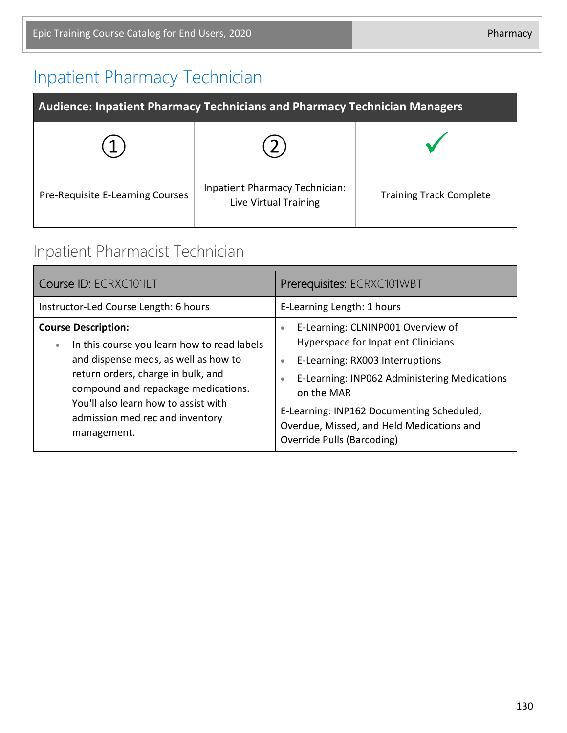# Inpatient Pharmacy Technician

| Audience: Inpatient Pharmacy Technicians and Pharmacy Technician Managers | | |
|---|---|---|
| ① | ② | ✓ |
| Pre-Requisite E-Learning Courses | Inpatient Pharmacy Technician: Live Virtual Training | Training Track Complete |

## Inpatient Pharmacist Technician

| Course ID: ECRXC101ILT | Prerequisites: ECRXC101WBT |
|---|---|
| Instructor-Led Course Length: 6 hours | E-Learning Length: 1 hours |
| **Course Description:**<br>• In this course you learn how to read labels and dispense meds, as well as how to return orders, charge in bulk, and compound and repackage medications. You'll also learn how to assist with admission med rec and inventory management. | • E-Learning: CLNINP001 Overview of Hyperspace for Inpatient Clinicians<br>• E-Learning: RX003 Interruptions<br>• E-Learning: INP062 Administering Medications on the MAR<br>E-Learning: INP162 Documenting Scheduled, Overdue, Missed, and Held Medications and Override Pulls (Barcoding) |